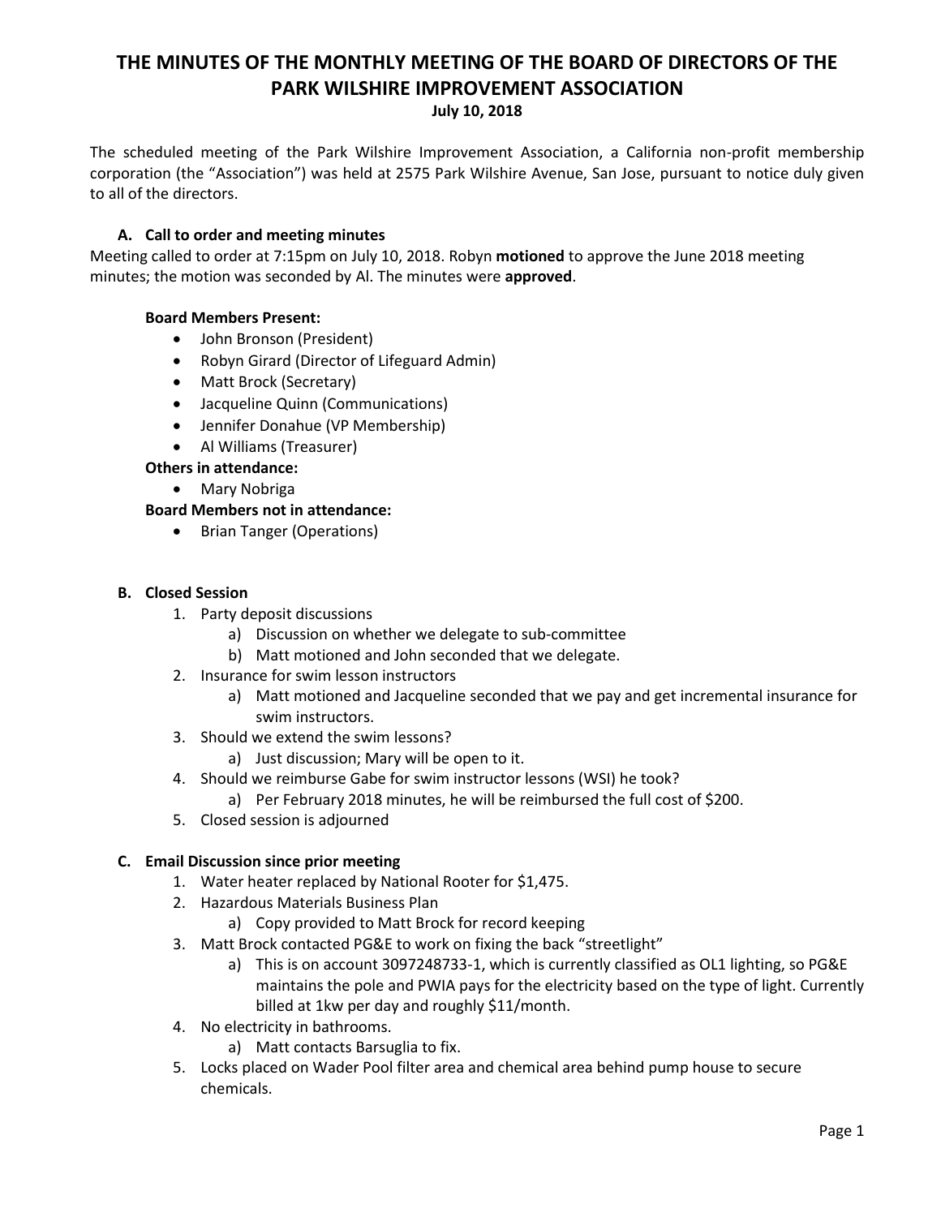# THE MINUTES OF THE MONTHLY MEETING OF THE BOARD OF DIRECTORS OF THE PARK WILSHIRE IMPROVEMENT ASSOCIATION

**July 10, 2018**

The scheduled meeting of the Park Wilshire Improvement Association, a California non-profit membership corporation (the "Association") was held at 2575 Park Wilshire Avenue, San Jose, pursuant to notice duly given to all of the directors.

### A. Call to order and meeting minutes

Meeting called to order at 7:15pm on July 10, 2018. Robyn **motioned** to approve the June 2018 meeting minutes; the motion was seconded by Al. The minutes were **approved**.

**Board Members Present:**

- John Bronson (President)
- Robyn Girard (Director of Lifeguard Admin)
- Matt Brock (Secretary)
- Jacqueline Quinn (Communications)
- Jennifer Donahue (VP Membership)
- Al Williams (Treasurer)

**Others in attendance:**

- Mary Nobriga

**Board Members not in attendance:**

- Brian Tanger (Operations)

### B. Closed Session

1. Party deposit discussions
   a) Discussion on whether we delegate to sub-committee
   b) Matt motioned and John seconded that we delegate.
2. Insurance for swim lesson instructors
   a) Matt motioned and Jacqueline seconded that we pay and get incremental insurance for swim instructors.
3. Should we extend the swim lessons?
   a) Just discussion; Mary will be open to it.
4. Should we reimburse Gabe for swim instructor lessons (WSI) he took?
   a) Per February 2018 minutes, he will be reimbursed the full cost of $200.
5. Closed session is adjourned

### C. Email Discussion since prior meeting

1. Water heater replaced by National Rooter for $1,475.
2. Hazardous Materials Business Plan
   a) Copy provided to Matt Brock for record keeping
3. Matt Brock contacted PG&E to work on fixing the back "streetlight"
   a) This is on account 3097248733-1, which is currently classified as OL1 lighting, so PG&E maintains the pole and PWIA pays for the electricity based on the type of light. Currently billed at 1kw per day and roughly $11/month.
4. No electricity in bathrooms.
   a) Matt contacts Barsuglia to fix.
5. Locks placed on Wader Pool filter area and chemical area behind pump house to secure chemicals.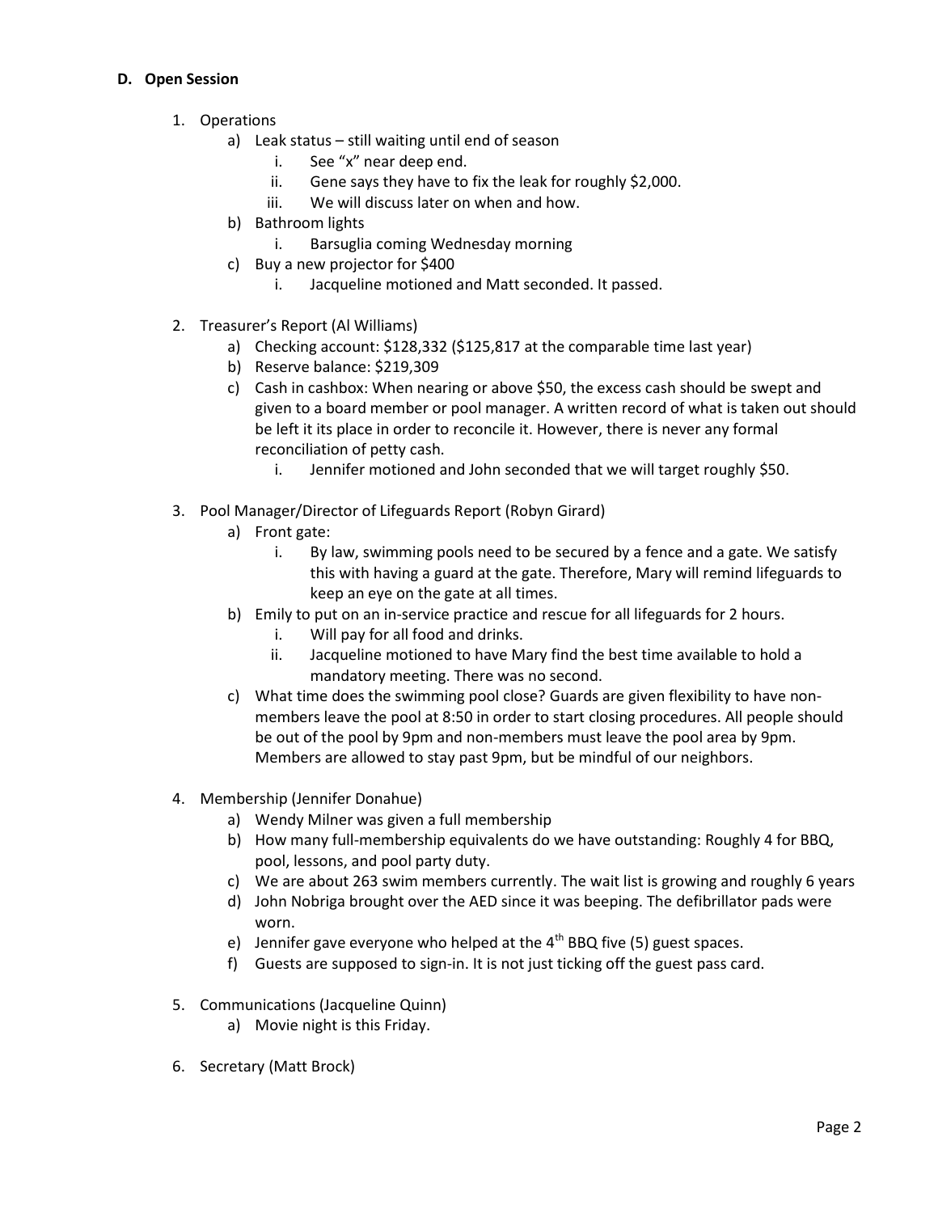### D. Open Session

1. Operations
   a) Leak status – still waiting until end of season
      i. See "x" near deep end.
      ii. Gene says they have to fix the leak for roughly $2,000.
      iii. We will discuss later on when and how.
   b) Bathroom lights
      i. Barsuglia coming Wednesday morning
   c) Buy a new projector for $400
      i. Jacqueline motioned and Matt seconded. It passed.

2. Treasurer's Report (Al Williams)
   a) Checking account: $128,332 ($125,817 at the comparable time last year)
   b) Reserve balance: $219,309
   c) Cash in cashbox: When nearing or above $50, the excess cash should be swept and given to a board member or pool manager. A written record of what is taken out should be left it its place in order to reconcile it. However, there is never any formal reconciliation of petty cash.
      i. Jennifer motioned and John seconded that we will target roughly $50.

3. Pool Manager/Director of Lifeguards Report (Robyn Girard)
   a) Front gate:
      i. By law, swimming pools need to be secured by a fence and a gate. We satisfy this with having a guard at the gate. Therefore, Mary will remind lifeguards to keep an eye on the gate at all times.
   b) Emily to put on an in-service practice and rescue for all lifeguards for 2 hours.
      i. Will pay for all food and drinks.
      ii. Jacqueline motioned to have Mary find the best time available to hold a mandatory meeting. There was no second.
   c) What time does the swimming pool close? Guards are given flexibility to have non-members leave the pool at 8:50 in order to start closing procedures. All people should be out of the pool by 9pm and non-members must leave the pool area by 9pm. Members are allowed to stay past 9pm, but be mindful of our neighbors.

4. Membership (Jennifer Donahue)
   a) Wendy Milner was given a full membership
   b) How many full-membership equivalents do we have outstanding: Roughly 4 for BBQ, pool, lessons, and pool party duty.
   c) We are about 263 swim members currently. The wait list is growing and roughly 6 years
   d) John Nobriga brought over the AED since it was beeping. The defibrillator pads were worn.
   e) Jennifer gave everyone who helped at the 4th BBQ five (5) guest spaces.
   f) Guests are supposed to sign-in. It is not just ticking off the guest pass card.

5. Communications (Jacqueline Quinn)
   a) Movie night is this Friday.

6. Secretary (Matt Brock)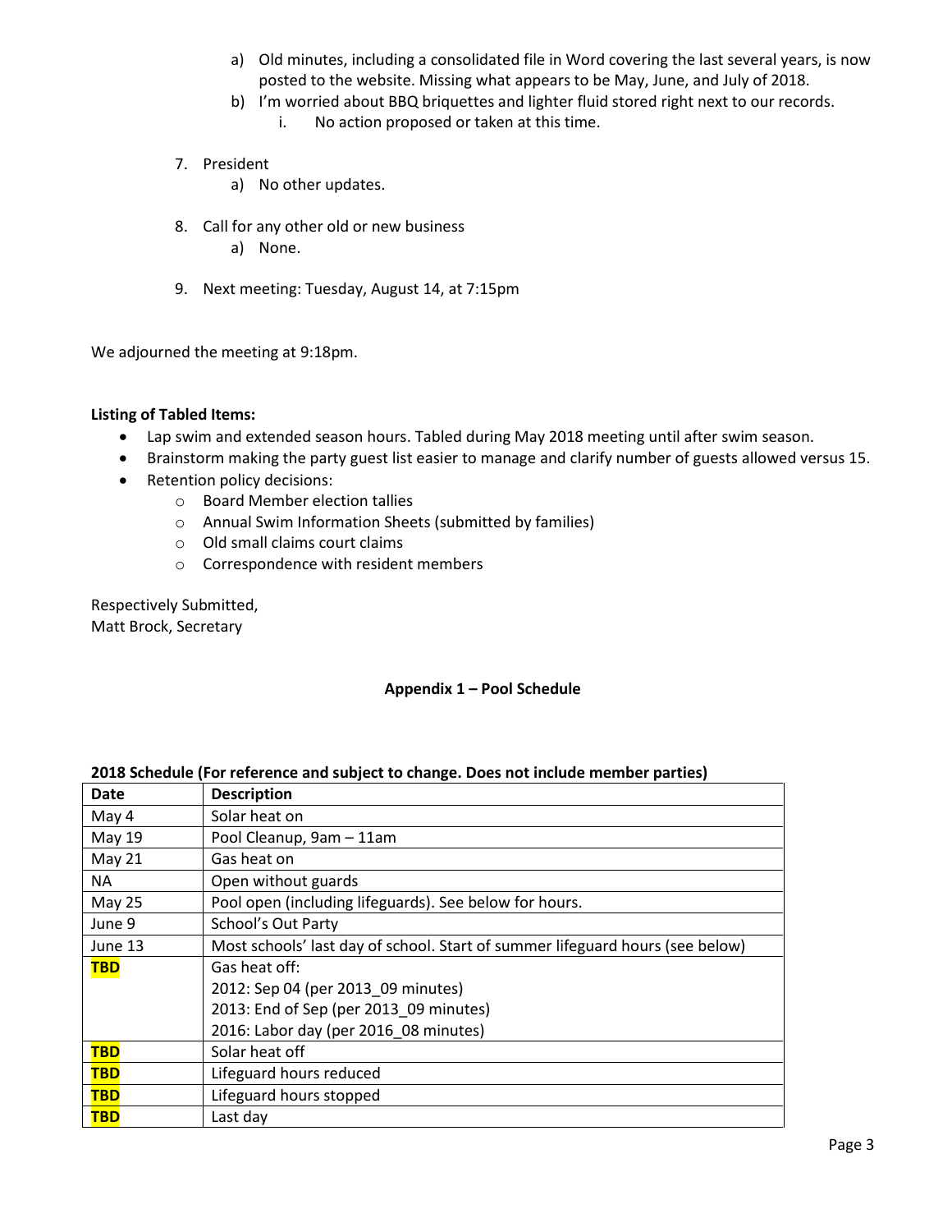a) Old minutes, including a consolidated file in Word covering the last several years, is now posted to the website. Missing what appears to be May, June, and July of 2018.
b) I'm worried about BBQ briquettes and lighter fluid stored right next to our records.
   i. No action proposed or taken at this time.

7. President
   a) No other updates.

8. Call for any other old or new business
   a) None.

9. Next meeting: Tuesday, August 14, at 7:15pm

We adjourned the meeting at 9:18pm.

**Listing of Tabled Items:**

- Lap swim and extended season hours. Tabled during May 2018 meeting until after swim season.
- Brainstorm making the party guest list easier to manage and clarify number of guests allowed versus 15.
- Retention policy decisions:
  - Board Member election tallies
  - Annual Swim Information Sheets (submitted by families)
  - Old small claims court claims
  - Correspondence with resident members

Respectively Submitted,
Matt Brock, Secretary

## Appendix 1 – Pool Schedule

**2018 Schedule (For reference and subject to change. Does not include member parties)**

| Date | Description |
|---|---|
| May 4 | Solar heat on |
| May 19 | Pool Cleanup, 9am – 11am |
| May 21 | Gas heat on |
| NA | Open without guards |
| May 25 | Pool open (including lifeguards). See below for hours. |
| June 9 | School's Out Party |
| June 13 | Most schools' last day of school. Start of summer lifeguard hours (see below) |
| **TBD** | Gas heat off:<br>2012: Sep 04 (per 2013_09 minutes)<br>2013: End of Sep (per 2013_09 minutes)<br>2016: Labor day (per 2016_08 minutes) |
| **TBD** | Solar heat off |
| **TBD** | Lifeguard hours reduced |
| **TBD** | Lifeguard hours stopped |
| **TBD** | Last day |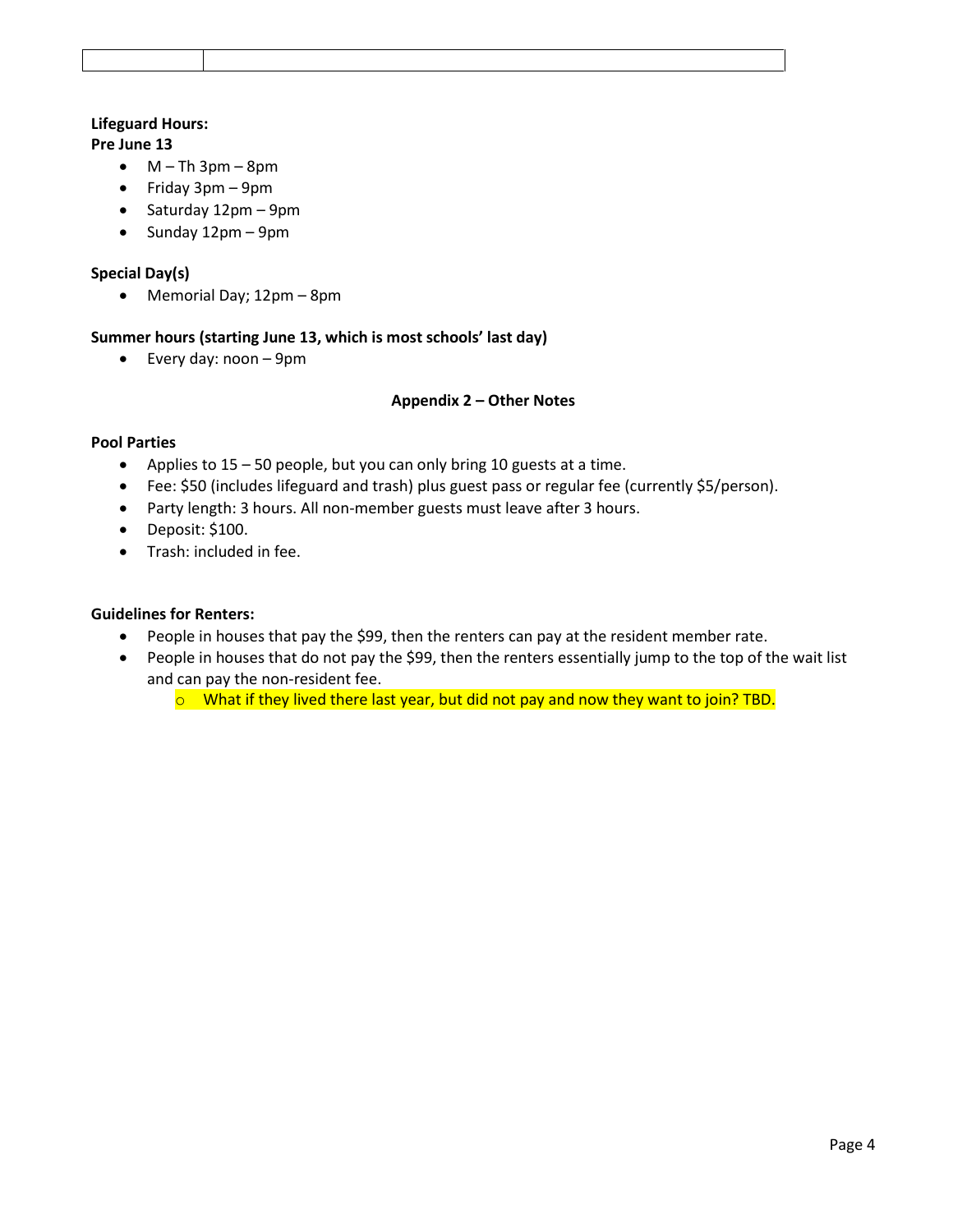| | |
|---|---|
| | |

**Lifeguard Hours:**
**Pre June 13**

- M – Th 3pm – 8pm
- Friday 3pm – 9pm
- Saturday 12pm – 9pm
- Sunday 12pm – 9pm

**Special Day(s)**

- Memorial Day; 12pm – 8pm

**Summer hours (starting June 13, which is most schools' last day)**

- Every day: noon – 9pm

### Appendix 2 – Other Notes

**Pool Parties**

- Applies to 15 – 50 people, but you can only bring 10 guests at a time.
- Fee: $50 (includes lifeguard and trash) plus guest pass or regular fee (currently $5/person).
- Party length: 3 hours. All non-member guests must leave after 3 hours.
- Deposit: $100.
- Trash: included in fee.

**Guidelines for Renters:**

- People in houses that pay the $99, then the renters can pay at the resident member rate.
- People in houses that do not pay the $99, then the renters essentially jump to the top of the wait list and can pay the non-resident fee.
  - What if they lived there last year, but did not pay and now they want to join? TBD.